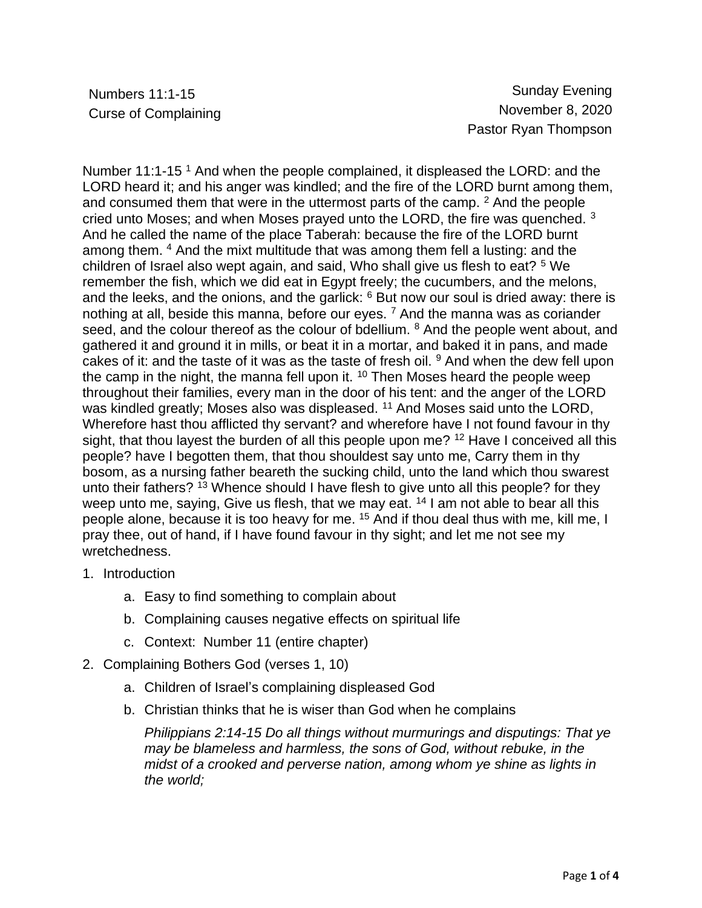Numbers 11:1-15
Curse of Complaining

Sunday Evening
November 8, 2020
Pastor Ryan Thompson

Number 11:1-15 [1] And when the people complained, it displeased the LORD: and the LORD heard it; and his anger was kindled; and the fire of the LORD burnt among them, and consumed them that were in the uttermost parts of the camp. [2] And the people cried unto Moses; and when Moses prayed unto the LORD, the fire was quenched. [3] And he called the name of the place Taberah: because the fire of the LORD burnt among them. [4] And the mixt multitude that was among them fell a lusting: and the children of Israel also wept again, and said, Who shall give us flesh to eat? [5] We remember the fish, which we did eat in Egypt freely; the cucumbers, and the melons, and the leeks, and the onions, and the garlick: [6] But now our soul is dried away: there is nothing at all, beside this manna, before our eyes. [7] And the manna was as coriander seed, and the colour thereof as the colour of bdellium. [8] And the people went about, and gathered it and ground it in mills, or beat it in a mortar, and baked it in pans, and made cakes of it: and the taste of it was as the taste of fresh oil. [9] And when the dew fell upon the camp in the night, the manna fell upon it. [10] Then Moses heard the people weep throughout their families, every man in the door of his tent: and the anger of the LORD was kindled greatly; Moses also was displeased. [11] And Moses said unto the LORD, Wherefore hast thou afflicted thy servant? and wherefore have I not found favour in thy sight, that thou layest the burden of all this people upon me? [12] Have I conceived all this people? have I begotten them, that thou shouldest say unto me, Carry them in thy bosom, as a nursing father beareth the sucking child, unto the land which thou swarest unto their fathers? [13] Whence should I have flesh to give unto all this people? for they weep unto me, saying, Give us flesh, that we may eat. [14] I am not able to bear all this people alone, because it is too heavy for me. [15] And if thou deal thus with me, kill me, I pray thee, out of hand, if I have found favour in thy sight; and let me not see my wretchedness.

1. Introduction
   a. Easy to find something to complain about
   b. Complaining causes negative effects on spiritual life
   c. Context: Number 11 (entire chapter)
2. Complaining Bothers God (verses 1, 10)
   a. Children of Israel's complaining displeased God
   b. Christian thinks that he is wiser than God when he complains

      *Philippians 2:14-15 Do all things without murmurings and disputings: That ye may be blameless and harmless, the sons of God, without rebuke, in the midst of a crooked and perverse nation, among whom ye shine as lights in the world;*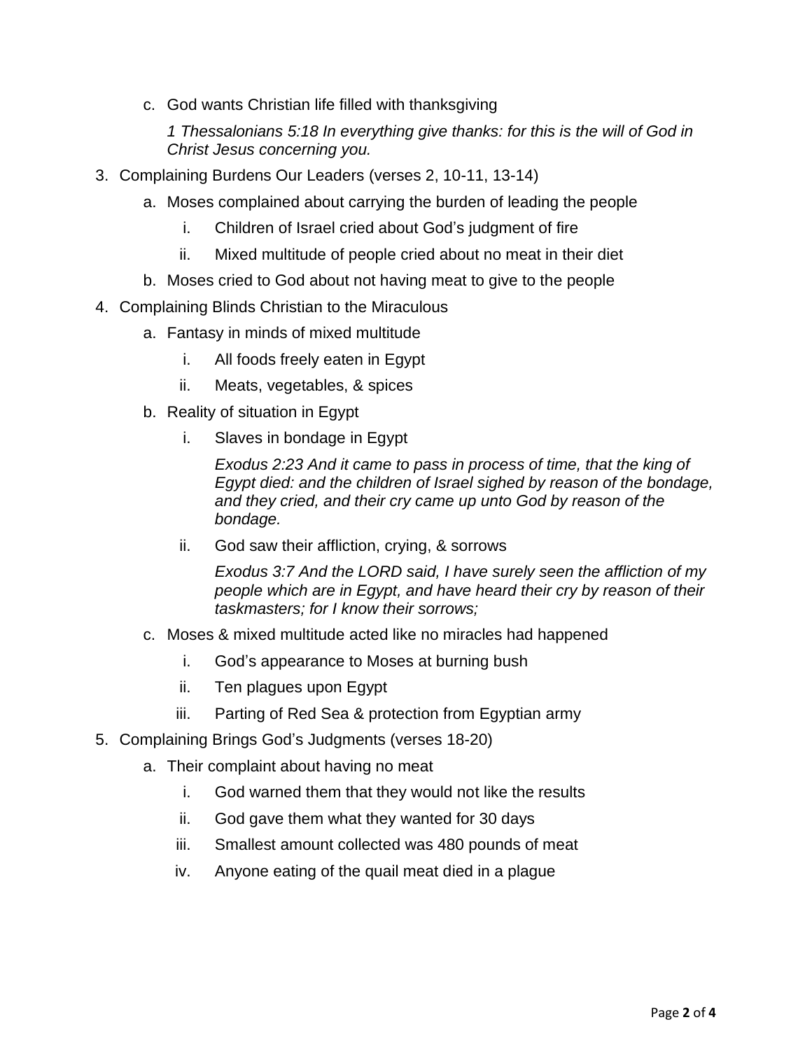c. God wants Christian life filled with thanksgiving

   *1 Thessalonians 5:18 In everything give thanks: for this is the will of God in Christ Jesus concerning you.*

3. Complaining Burdens Our Leaders (verses 2, 10-11, 13-14)
   a. Moses complained about carrying the burden of leading the people
      i. Children of Israel cried about God's judgment of fire
      ii. Mixed multitude of people cried about no meat in their diet
   b. Moses cried to God about not having meat to give to the people

4. Complaining Blinds Christian to the Miraculous
   a. Fantasy in minds of mixed multitude
      i. All foods freely eaten in Egypt
      ii. Meats, vegetables, & spices
   b. Reality of situation in Egypt
      i. Slaves in bondage in Egypt

         *Exodus 2:23 And it came to pass in process of time, that the king of Egypt died: and the children of Israel sighed by reason of the bondage, and they cried, and their cry came up unto God by reason of the bondage.*

      ii. God saw their affliction, crying, & sorrows

         *Exodus 3:7 And the LORD said, I have surely seen the affliction of my people which are in Egypt, and have heard their cry by reason of their taskmasters; for I know their sorrows;*

   c. Moses & mixed multitude acted like no miracles had happened
      i. God's appearance to Moses at burning bush
      ii. Ten plagues upon Egypt
      iii. Parting of Red Sea & protection from Egyptian army

5. Complaining Brings God's Judgments (verses 18-20)
   a. Their complaint about having no meat
      i. God warned them that they would not like the results
      ii. God gave them what they wanted for 30 days
      iii. Smallest amount collected was 480 pounds of meat
      iv. Anyone eating of the quail meat died in a plague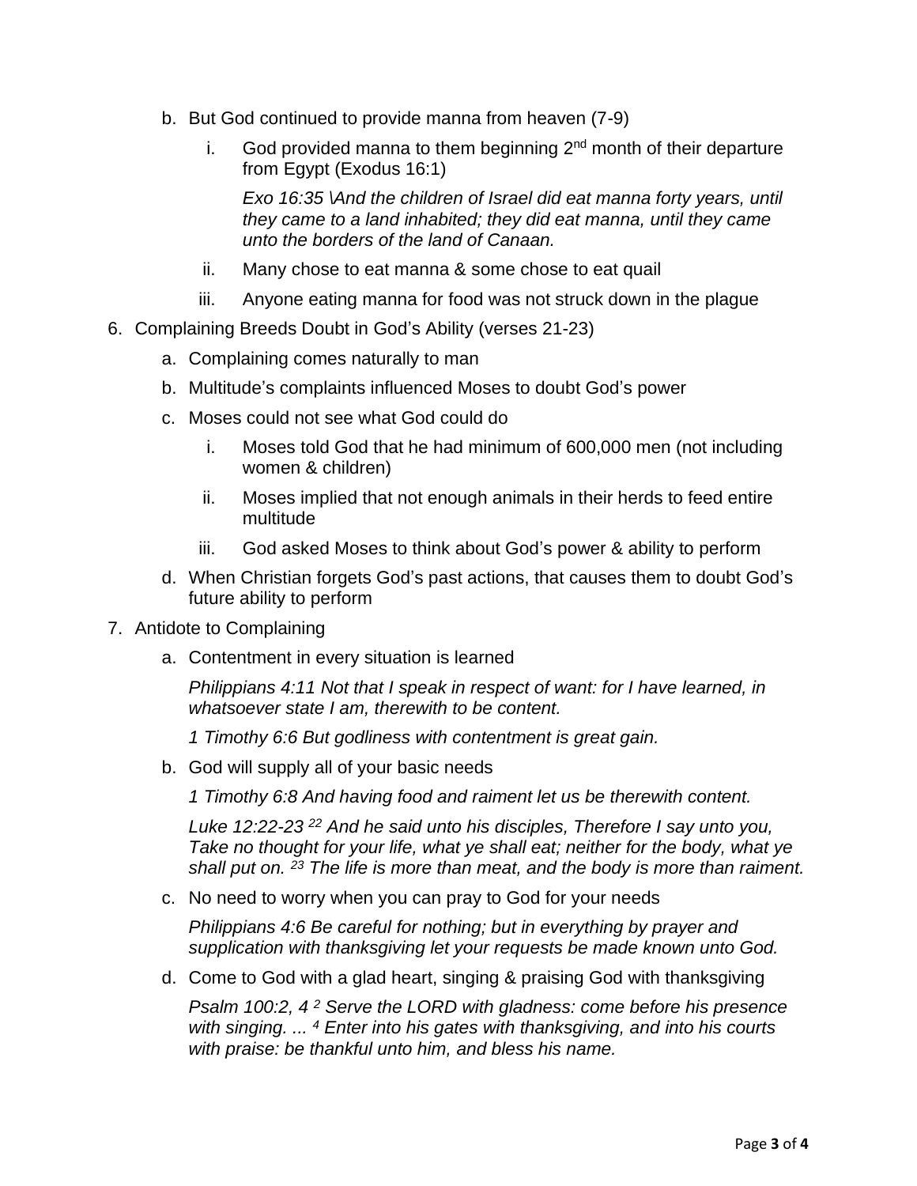b. But God continued to provide manna from heaven (7-9)

      i. God provided manna to them beginning $2^{nd}$ month of their departure from Egypt (Exodus 16:1)

         *Exo 16:35 \And the children of Israel did eat manna forty years, until they came to a land inhabited; they did eat manna, until they came unto the borders of the land of Canaan.*

      ii. Many chose to eat manna & some chose to eat quail

      iii. Anyone eating manna for food was not struck down in the plague

6. Complaining Breeds Doubt in God's Ability (verses 21-23)
   a. Complaining comes naturally to man
   b. Multitude's complaints influenced Moses to doubt God's power
   c. Moses could not see what God could do
      i. Moses told God that he had minimum of 600,000 men (not including women & children)
      ii. Moses implied that not enough animals in their herds to feed entire multitude
      iii. God asked Moses to think about God's power & ability to perform
   d. When Christian forgets God's past actions, that causes them to doubt God's future ability to perform

7. Antidote to Complaining
   a. Contentment in every situation is learned

      *Philippians 4:11 Not that I speak in respect of want: for I have learned, in whatsoever state I am, therewith to be content.*

      *1 Timothy 6:6 But godliness with contentment is great gain.*

   b. God will supply all of your basic needs

      *1 Timothy 6:8 And having food and raiment let us be therewith content.*

      *Luke 12:22-23 [22] And he said unto his disciples, Therefore I say unto you, Take no thought for your life, what ye shall eat; neither for the body, what ye shall put on. [23] The life is more than meat, and the body is more than raiment.*

   c. No need to worry when you can pray to God for your needs

      *Philippians 4:6 Be careful for nothing; but in everything by prayer and supplication with thanksgiving let your requests be made known unto God.*

   d. Come to God with a glad heart, singing & praising God with thanksgiving

      *Psalm 100:2, 4 [2] Serve the LORD with gladness: come before his presence with singing. ... [4] Enter into his gates with thanksgiving, and into his courts with praise: be thankful unto him, and bless his name.*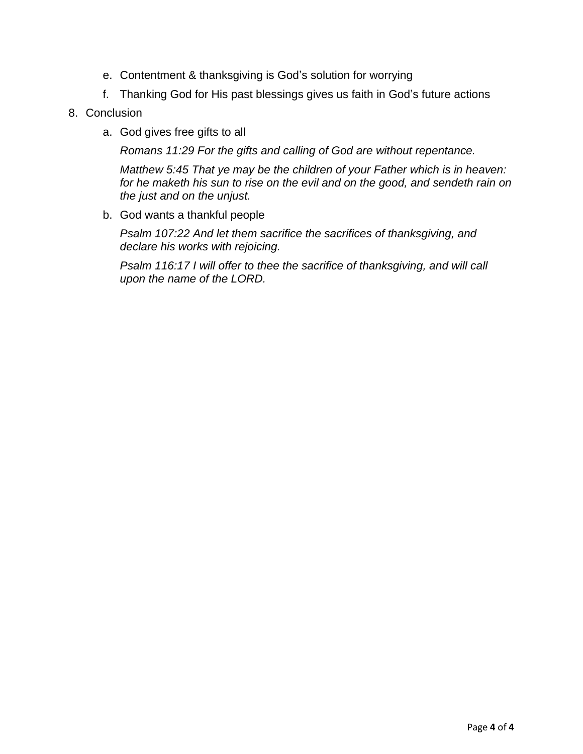e. Contentment & thanksgiving is God's solution for worrying

f. Thanking God for His past blessings gives us faith in God's future actions

8. Conclusion

   a. God gives free gifts to all

      *Romans 11:29 For the gifts and calling of God are without repentance.*

      *Matthew 5:45 That ye may be the children of your Father which is in heaven: for he maketh his sun to rise on the evil and on the good, and sendeth rain on the just and on the unjust.*

   b. God wants a thankful people

      *Psalm 107:22 And let them sacrifice the sacrifices of thanksgiving, and declare his works with rejoicing.*

      *Psalm 116:17 I will offer to thee the sacrifice of thanksgiving, and will call upon the name of the LORD.*